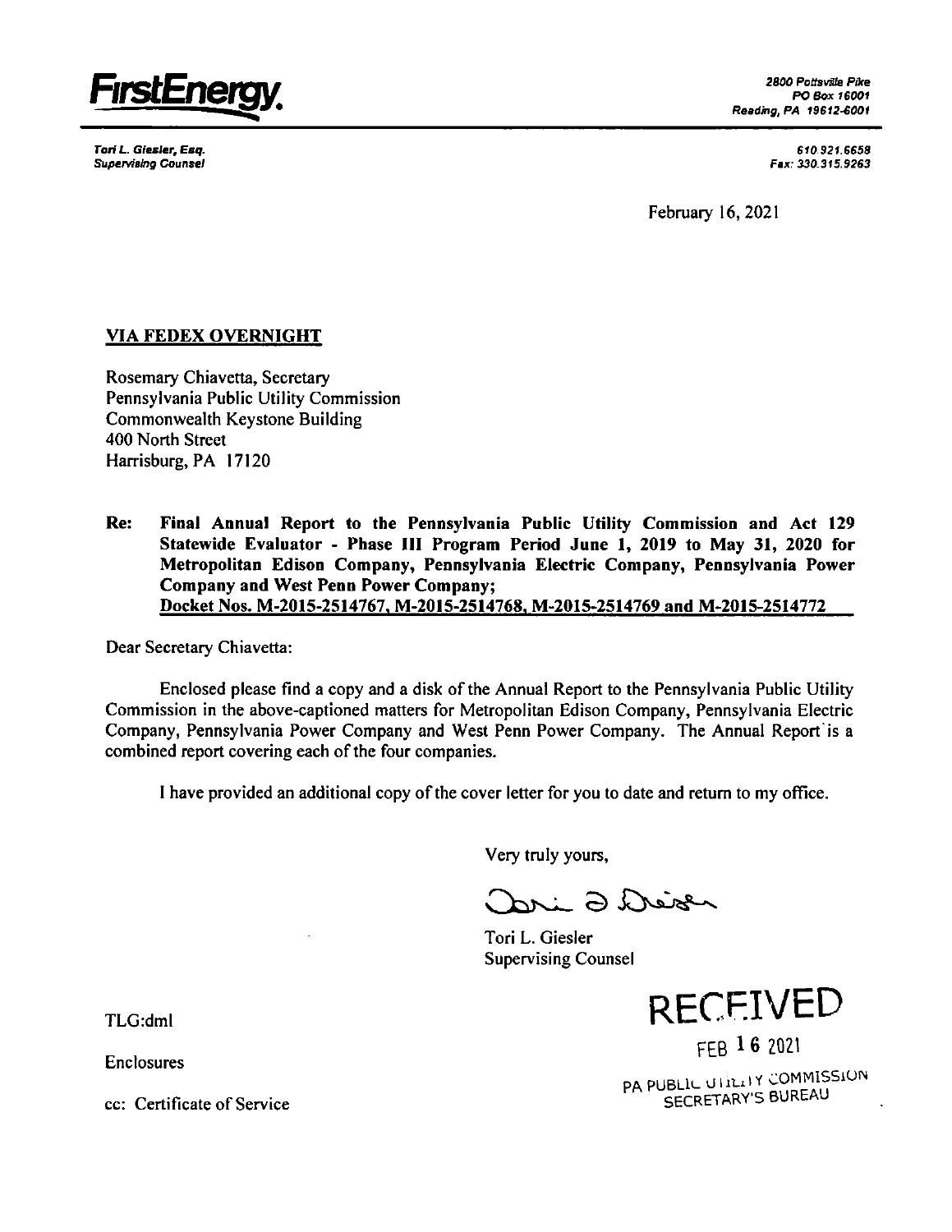**FirstEnergy.**

*2800 Pottsville Pike*
*PO Box 16001*
*Reading, PA 19612-6001*

*Tori L. Giesler, Esq.*
*Supervising Counsel*

*610.921.6658*
*Fax: 330.315.9263*

February 16, 2021

**VIA FEDEX OVERNIGHT**

Rosemary Chiavetta, Secretary
Pennsylvania Public Utility Commission
Commonwealth Keystone Building
400 North Street
Harrisburg, PA 17120

**Re: Final Annual Report to the Pennsylvania Public Utility Commission and Act 129 Statewide Evaluator - Phase III Program Period June 1, 2019 to May 31, 2020 for Metropolitan Edison Company, Pennsylvania Electric Company, Pennsylvania Power Company and West Penn Power Company;**
**Docket Nos. M-2015-2514767, M-2015-2514768, M-2015-2514769 and M-2015-2514772**

Dear Secretary Chiavetta:

Enclosed please find a copy and a disk of the Annual Report to the Pennsylvania Public Utility Commission in the above-captioned matters for Metropolitan Edison Company, Pennsylvania Electric Company, Pennsylvania Power Company and West Penn Power Company. The Annual Report is a combined report covering each of the four companies.

I have provided an additional copy of the cover letter for you to date and return to my office.

Very truly yours,

Tori L. Giesler
Supervising Counsel

TLG:dml

Enclosures

cc: Certificate of Service

RECEIVED
FEB 16 2021
PA PUBLIC UTILITY COMMISSION
SECRETARY'S BUREAU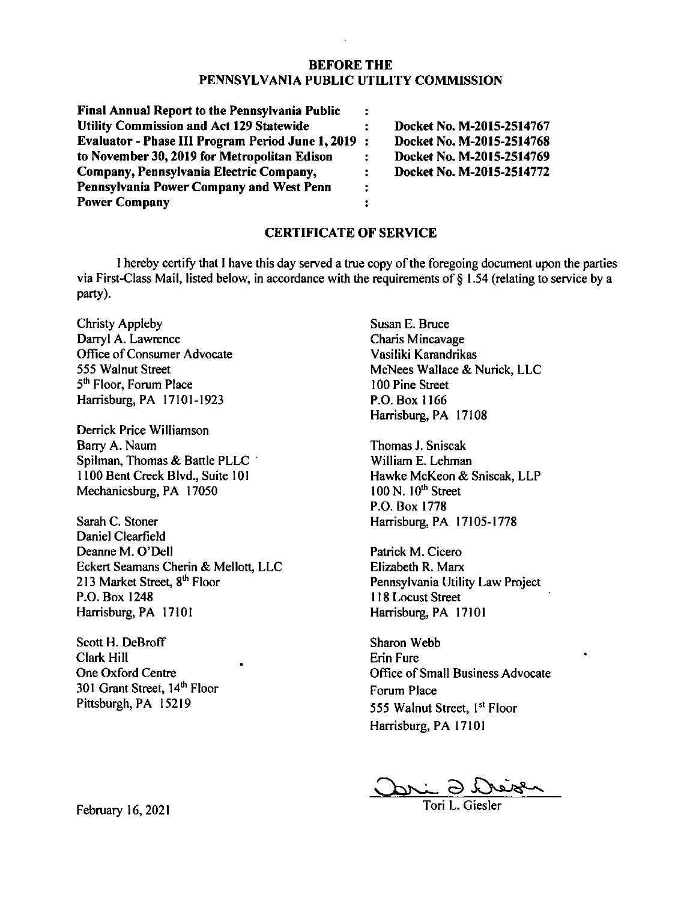**BEFORE THE**
**PENNSYLVANIA PUBLIC UTILITY COMMISSION**

| | | |
|---|---|---|
| **Final Annual Report to the Pennsylvania Public** | **:** | |
| **Utility Commission and Act 129 Statewide** | **:** | **Docket No. M-2015-2514767** |
| **Evaluator - Phase III Program Period June 1, 2019** | **:** | **Docket No. M-2015-2514768** |
| **to November 30, 2019 for Metropolitan Edison** | **:** | **Docket No. M-2015-2514769** |
| **Company, Pennsylvania Electric Company,** | **:** | **Docket No. M-2015-2514772** |
| **Pennsylvania Power Company and West Penn** | **:** | |
| **Power Company** | **:** | |

**CERTIFICATE OF SERVICE**

I hereby certify that I have this day served a true copy of the foregoing document upon the parties via First-Class Mail, listed below, in accordance with the requirements of § 1.54 (relating to service by a party).

Christy Appleby
Darryl A. Lawrence
Office of Consumer Advocate
555 Walnut Street
5th Floor, Forum Place
Harrisburg, PA 17101-1923

Derrick Price Williamson
Barry A. Naum
Spilman, Thomas & Battle PLLC
1100 Bent Creek Blvd., Suite 101
Mechanicsburg, PA 17050

Sarah C. Stoner
Daniel Clearfield
Deanne M. O'Dell
Eckert Seamans Cherin & Mellott, LLC
213 Market Street, 8th Floor
P.O. Box 1248
Harrisburg, PA 17101

Scott H. DeBroff
Clark Hill
One Oxford Centre
301 Grant Street, 14th Floor
Pittsburgh, PA 15219

Susan E. Bruce
Charis Mincavage
Vasiliki Karandrikas
McNees Wallace & Nurick, LLC
100 Pine Street
P.O. Box 1166
Harrisburg, PA 17108

Thomas J. Sniscak
William E. Lehman
Hawke McKeon & Sniscak, LLP
100 N. 10th Street
P.O. Box 1778
Harrisburg, PA 17105-1778

Patrick M. Cicero
Elizabeth R. Marx
Pennsylvania Utility Law Project
118 Locust Street
Harrisburg, PA 17101

Sharon Webb
Erin Fure
Office of Small Business Advocate
Forum Place
555 Walnut Street, 1st Floor
Harrisburg, PA 17101

February 16, 2021

Tori L. Giesler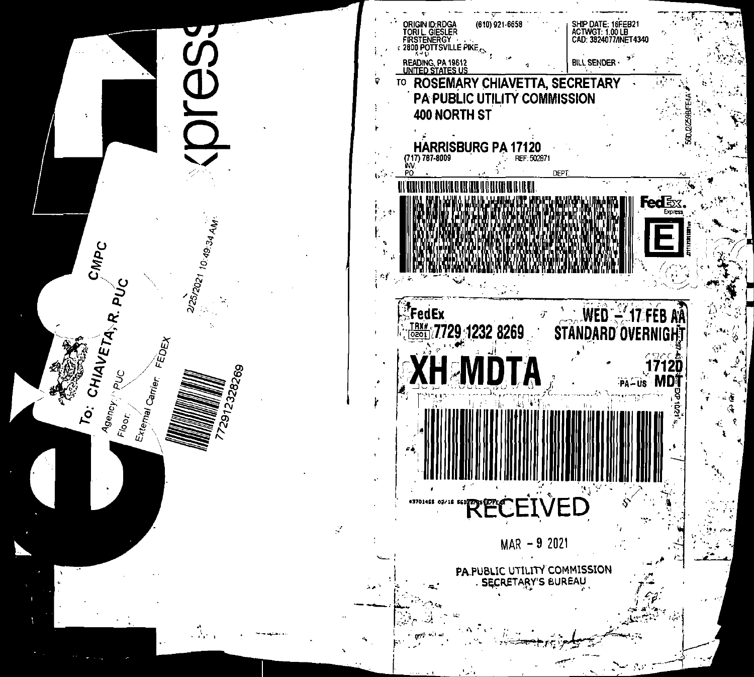To: CHIAVETA, R. PUC

CMPC

Agency: PUC

Floor:

External Carrier: FEDEX

2/25/2021 10:49:34 AM

772912328269

ORIGIN ID:RDGA (610) 921-6658
TORI L. GIESLER
FIRSTENERGY
2800 POTTSVILLE PIKE

READING, PA 19612
UNITED STATES US

SHIP DATE: 16FEB21
ACTWGT: 1.00 LB
CAD: 3824077/INET4340

BILL SENDER

TO **ROSEMARY CHIAVETTA, SECRETARY**
**PA PUBLIC UTILITY COMMISSION**
**400 NORTH ST**

**HARRISBURG PA 17120**
(717) 787-8009 REF: 502871
INV.
PO DEPT.

FedEx Express

E

FedEx
TRK# 0201 7729 1232 8269

WED - 17 FEB AA
STANDARD OVERNIGHT

**XH MDTA**

17120
PA-US MDT

RECEIVED

MAR - 9 2021

PA PUBLIC UTILITY COMMISSION
SECRETARY'S BUREAU